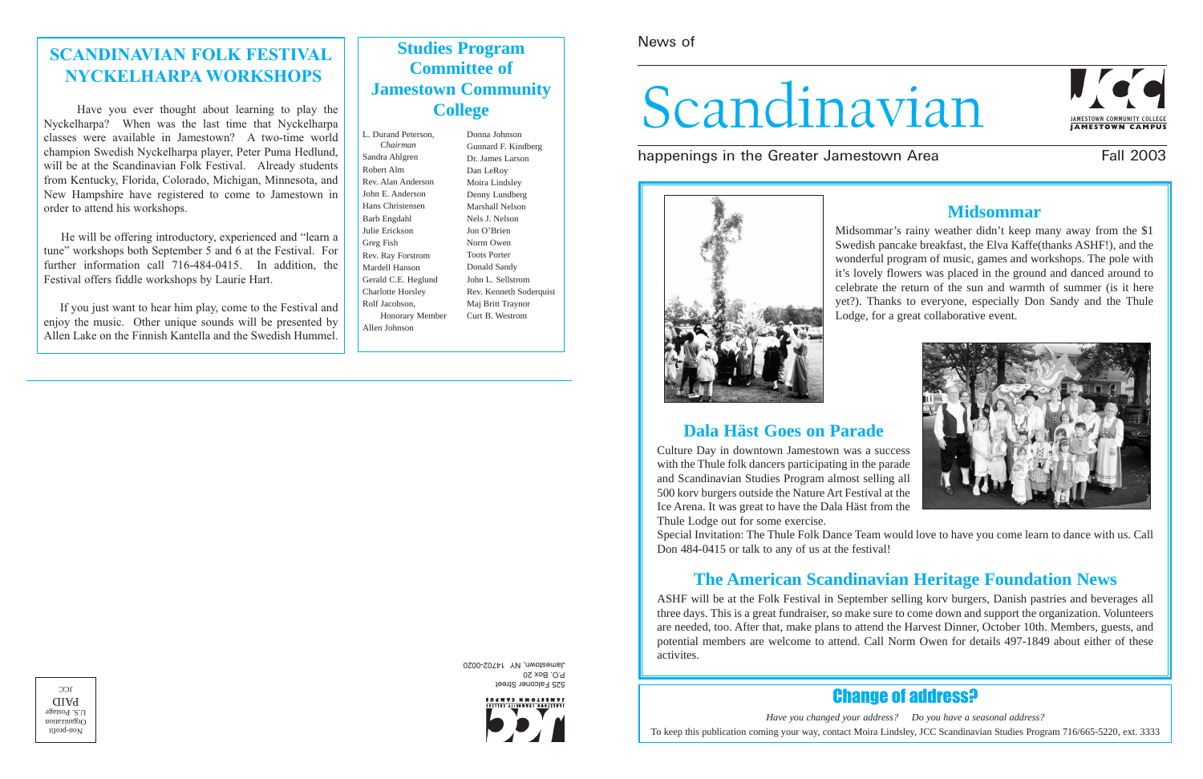## SCANDINAVIAN FOLK FESTIVAL NYCKELHARPA WORKSHOPS

Have you ever thought about learning to play the Nyckelharpa? When was the last time that Nyckelharpa classes were available in Jamestown? A two-time world champion Swedish Nyckelharpa player, Peter Puma Hedlund, will be at the Scandinavian Folk Festival. Already students from Kentucky, Florida, Colorado, Michigan, Minnesota, and New Hampshire have registered to come to Jamestown in order to attend his workshops.

He will be offering introductory, experienced and "learn a tune" workshops both September 5 and 6 at the Festival. For further information call 716-484-0415. In addition, the Festival offers fiddle workshops by Laurie Hart.

If you just want to hear him play, come to the Festival and enjoy the music. Other unique sounds will be presented by Allen Lake on the Finnish Kantella and the Swedish Hummel.

## Studies Program Committee of Jamestown Community College

L. Durand Peterson, *Chairman*
Sandra Ahlgren
Robert Alm
Rev. Alan Anderson
John E. Anderson
Hans Christensen
Barb Engdahl
Julie Erickson
Greg Fish
Rev. Ray Forstrom
Mardell Hanson
Gerald C.E. Heglund
Charlotte Horsley
Rolf Jacobson, Honorary Member
Allen Johnson
Donna Johnson
Gunnard F. Kindberg
Dr. James Larson
Dan LeRoy
Moira Lindsley
Denny Lundberg
Marshall Nelson
Nels J. Nelson
Jon O'Brien
Norm Owen
Toots Porter
Donald Sandy
John L. Sellstrom
Rev. Kenneth Soderquist
Maj Britt Traynor
Curt B. Westrom

Jamestown Community College, Jamestown Campus
525 Falconer Street
P.O. Box 20
Jamestown, NY 14702-0020

Non-profit Organization
U.S. Postage
PAID
JCC

News of

# Scandinavian

happenings in the Greater Jamestown Area

Fall 2003

JAMESTOWN COMMUNITY COLLEGE JAMESTOWN CAMPUS

## Midsommar

Midsommar's rainy weather didn't keep many away from the $1 Swedish pancake breakfast, the Elva Kaffe(thanks ASHF!), and the wonderful program of music, games and workshops. The pole with it's lovely flowers was placed in the ground and danced around to celebrate the return of the sun and warmth of summer (is it here yet?). Thanks to everyone, especially Don Sandy and the Thule Lodge, for a great collaborative event.

## Dala Häst Goes on Parade

Culture Day in downtown Jamestown was a success with the Thule folk dancers participating in the parade and Scandinavian Studies Program almost selling all 500 korv burgers outside the Nature Art Festival at the Ice Arena. It was great to have the Dala Häst from the Thule Lodge out for some exercise.

Special Invitation: The Thule Folk Dance Team would love to have you come learn to dance with us. Call Don 484-0415 or talk to any of us at the festival!

## The American Scandinavian Heritage Foundation News

ASHF will be at the Folk Festival in September selling korv burgers, Danish pastries and beverages all three days. This is a great fundraiser, so make sure to come down and support the organization. Volunteers are needed, too. After that, make plans to attend the Harvest Dinner, October 10th. Members, guests, and potential members are welcome to attend. Call Norm Owen for details 497-1849 about either of these activites.

## Change of address?

*Have you changed your address? Do you have a seasonal address?*

To keep this publication coming your way, contact Moira Lindsley, JCC Scandinavian Studies Program 716/665-5220, ext. 3333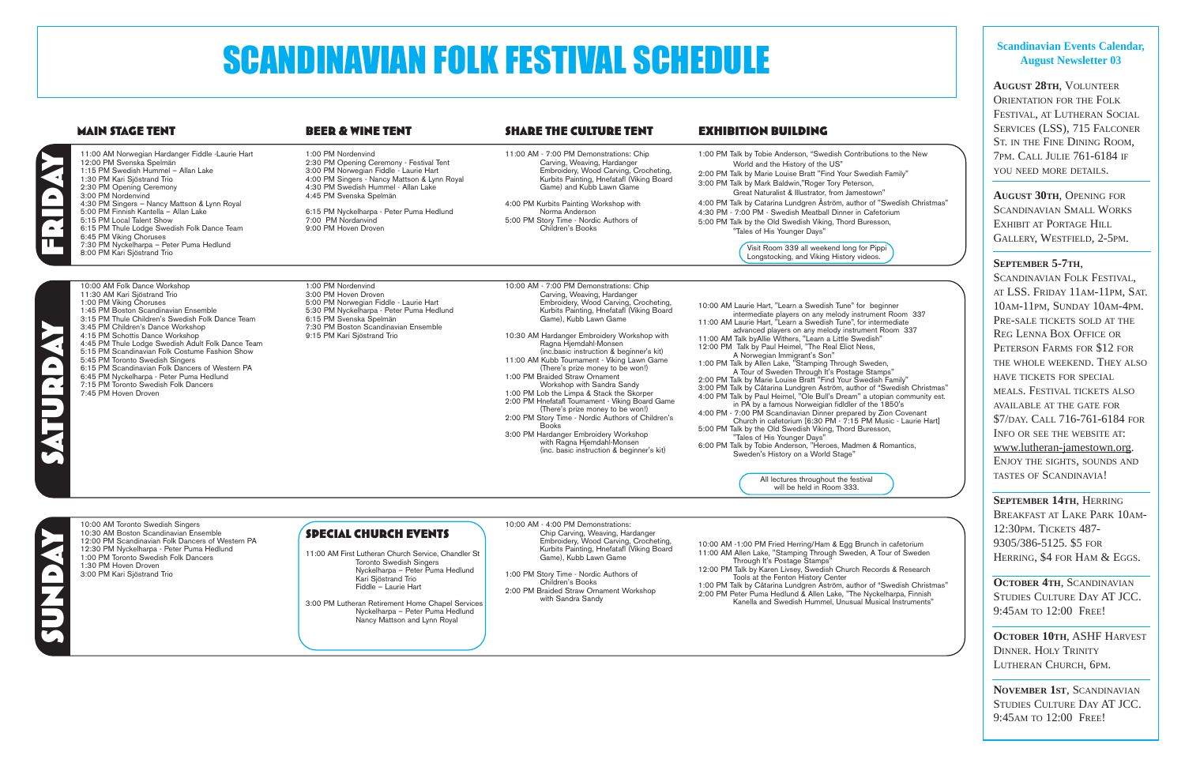# SCANDINAVIAN FOLK FESTIVAL SCHEDULE

## FRIDAY

### Main Stage Tent

11:00 AM Norwegian Hardanger Fiddle -Laurie Hart
12:00 PM Svenska Spelmän
1:15 PM Swedish Hummel – Allan Lake
1:30 PM Kari Sjöstrand Trio
2:30 PM Opening Ceremony
3:00 PM Nordenvind
4:30 PM Singers – Nancy Mattson & Lynn Royal
5:00 PM Finnish Kantella – Allan Lake
5:15 PM Local Talent Show
6:15 PM Thule Lodge Swedish Folk Dance Team
6:45 PM Viking Choruses
7:30 PM Nyckelharpa – Peter Puma Hedlund
8:00 PM Kari Sjöstrand Trio

### Beer & Wine Tent

1:00 PM Nordenvind
2:30 PM Opening Ceremony - Festival Tent
3:00 PM Norwegian Fiddle - Laurie Hart
4:00 PM Singers - Nancy Mattson & Lynn Royal
4:30 PM Swedish Hummel - Allan Lake
4:45 PM Svenska Spelmän

6:15 PM Nyckelharpa - Peter Puma Hedlund
7:00 PM Nordenvind
9:00 PM Hoven Droven

### Share the Culture Tent

11:00 AM - 7:00 PM Demonstrations: Chip Carving, Weaving, Hardanger Embroidery, Wood Carving, Crocheting, Kurbits Painting, Hnefatafl (Viking Board Game) and Kubb Lawn Game

4:00 PM Kurbits Painting Workshop with Norma Anderson
5:00 PM Story Time - Nordic Authors of Children's Books

### Exhibition Building

1:00 PM Talk by Tobie Anderson, "Swedish Contributions to the New World and the History of the US"
2:00 PM Talk by Marie Louise Bratt "Find Your Swedish Family"
3:00 PM Talk by Mark Baldwin,"Roger Tory Peterson, Great Naturalist & Illustrator, from Jamestown"
4:00 PM Talk by Catarina Lundgren Åström, author of "Swedish Christmas"
4:30 PM - 7:00 PM - Swedish Meatball Dinner in Cafetorium
5:00 PM Talk by the Old Swedish Viking, Thord Buresson, "Tales of His Younger Days"

Visit Room 339 all weekend long for Pippi Longstocking, and Viking History videos.

## SATURDAY

### Main Stage Tent

10:00 AM Folk Dance Workshop
11:30 AM Kari Sjöstrand Trio
1:00 PM Viking Choruses
1:45 PM Boston Scandinavian Ensemble
3:15 PM Thule Children's Swedish Folk Dance Team
3:45 PM Children's Dance Workshop
4:15 PM Schottis Dance Workshop
4:45 PM Thule Lodge Swedish Adult Folk Dance Team
5:15 PM Scandinavian Folk Costume Fashion Show
5:45 PM Toronto Swedish Singers
6:15 PM Scandinavian Folk Dancers of Western PA
6:45 PM Nyckelharpa - Peter Puma Hedlund
7:15 PM Toronto Swedish Folk Dancers
7:45 PM Hoven Droven

### Beer & Wine Tent

1:00 PM Nordenvind
3:00 PM Hoven Droven
5:00 PM Norwegian Fiddle - Laurie Hart
5:30 PM Nyckelharpa - Peter Puma Hedlund
6:15 PM Svenska Spelmän
7:30 PM Boston Scandinavian Ensemble
9:15 PM Kari Sjöstrand Trio

### Share the Culture Tent

10:00 AM - 7:00 PM Demonstrations: Chip Carving, Weaving, Hardanger Embroidery, Wood Carving, Crocheting, Kurbits Painting, Hnefatafl (Viking Board Game), Kubb Lawn Game

10:30 AM Hardanger Embroidery Workshop with Ragna Hjemdahl-Monsen (inc.basic instruction & beginner's kit)
11:00 AM Kubb Tournament - Viking Lawn Game (There's prize money to be won!)
1:00 PM Braided Straw Ornament Workshop with Sandra Sandy
1:00 PM Lob the Limpa & Stack the Skorper
2:00 PM Hnefatafl Tournament - Viking Board Game (There's prize money to be won!)
2:00 PM Story Time - Nordic Authors of Children's Books
3:00 PM Hardanger Embroidery Workshop with Ragna Hjemdahl-Monsen (inc. basic instruction & beginner's kit)

### Exhibition Building

10:00 AM Laurie Hart, "Learn a Swedish Tune" for beginner intermediate players on any melody instrument Room 337
11:00 AM Laurie Hart, "Learn a Swedish Tune", for intermediate advanced players on any melody instrument Room 337
11:00 AM Talk byAllie Withers, "Learn a Little Swedish"
12:00 PM Talk by Paul Heimel, "The Real Eliot Ness, A Norwegian Immigrant's Son"
1:00 PM Talk by Allen Lake, "Stamping Through Sweden, A Tour of Sweden Through It's Postage Stamps"
2:00 PM Talk by Marie Louise Bratt "Find Your Swedish Family"
3:00 PM Talk by Cätarina Lundgren Aström, author of "Swedish Christmas"
4:00 PM Talk by Paul Heimel, "Ole Bull's Dream" a utopian community est. in PA by a famous Norwegian fiddler of the 1850's
4:00 PM - 7:00 PM Scandinavian Dinner prepared by Zion Covenant Church in cafetorium [6:30 PM - 7:15 PM Music - Laurie Hart]
5:00 PM Talk by the Old Swedish Viking, Thord Buresson, "Tales of His Younger Days"
6:00 PM Talk by Tobie Anderson, "Heroes, Madmen & Romantics, Sweden's History on a World Stage"

All lectures throughout the festival will be held in Room 333.

## SUNDAY

### Main Stage Tent

10:00 AM Toronto Swedish Singers
10:30 AM Boston Scandinavian Ensemble
12:00 PM Scandinavian Folk Dancers of Western PA
12:30 PM Nyckelharpa - Peter Puma Hedlund
1:00 PM Toronto Swedish Folk Dancers
1:30 PM Hoven Droven
3:00 PM Kari Sjöstrand Trio

### Special Church Events

11:00 AM First Lutheran Church Service, Chandler St
Toronto Swedish Singers
Nyckelharpa – Peter Puma Hedlund
Kari Sjöstrand Trio
Fiddle – Laurie Hart

3:00 PM Lutheran Retirement Home Chapel Services
Nyckelharpa – Peter Puma Hedlund
Nancy Mattson and Lynn Royal

### Share the Culture Tent

10:00 AM - 4:00 PM Demonstrations: Chip Carving, Weaving, Hardanger Embroidery, Wood Carving, Crocheting, Kurbits Painting, Hnefatafl (Viking Board Game), Kubb Lawn Game

1:00 PM Story Time - Nordic Authors of Children's Books
2:00 PM Braided Straw Ornament Workshop with Sandra Sandy

### Exhibition Building

10:00 AM -1:00 PM Fried Herring/Ham & Egg Brunch in cafetorium
11:00 AM Allen Lake, "Stamping Through Sweden, A Tour of Sweden Through It's Postage Stamps"
12:00 PM Talk by Karen Livsey, Swedish Church Records & Research Tools at the Fenton History Center
1:00 PM Talk by Cätarina Lundgren Aström, author of "Swedish Christmas"
2:00 PM Peter Puma Hedlund & Allen Lake, "The Nyckelharpa, Finnish Kanella and Swedish Hummel, Unusual Musical Instruments"

---

## Scandinavian Events Calendar, August Newsletter 03

**August 28th**, Volunteer Orientation for the Folk Festival, at Lutheran Social Services (LSS), 715 Falconer St. in the Fine Dining Room, 7pm. Call Julie 761-6184 if you need more details.

**August 30th**, Opening for Scandinavian Small Works Exhibit at Portage Hill Gallery, Westfield, 2-5pm.

**September 5-7th**, Scandinavian Folk Festival, at LSS. Friday 11am-11pm, Sat. 10am-11pm, Sunday 10am-4pm. Pre-sale tickets sold at the Reg Lenna Box Office or Peterson Farms for $12 for the whole weekend. They also have tickets for special meals. Festival tickets also available at the gate for $7/day. Call 716-761-6184 for Info or see the website at: www.lutheran-jamestown.org. Enjoy the sights, sounds and tastes of Scandinavia!

**September 14th**, Herring Breakfast at Lake Park 10am-12:30pm. Tickets 487-9305/386-5125. $5 for Herring, $4 for Ham & Eggs.

**October 4th**, Scandinavian Studies Culture Day AT JCC. 9:45am to 12:00 Free!

**October 10th**, ASHF Harvest Dinner. Holy Trinity Lutheran Church, 6pm.

**November 1st**, Scandinavian Studies Culture Day AT JCC. 9:45am to 12:00 Free!